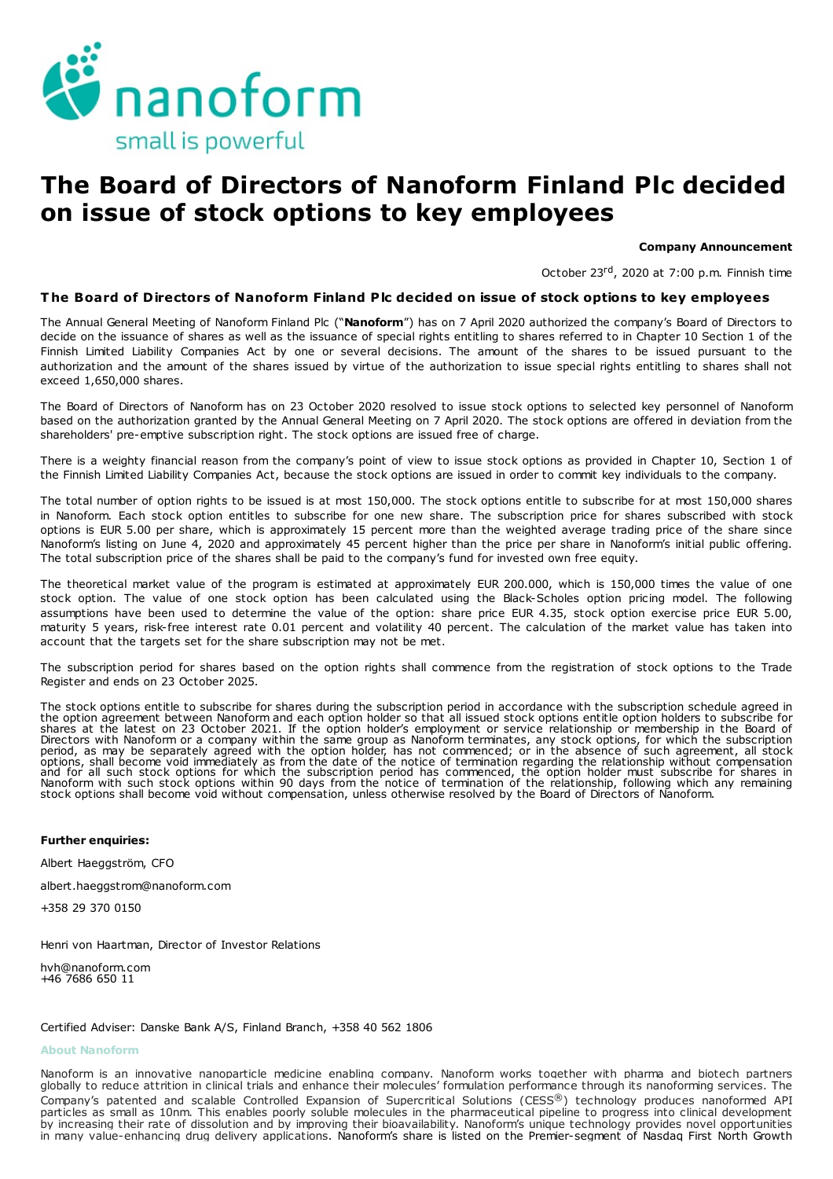nanoform

small is powerful

# The Board of Directors of Nanoform Finland Plc decided on issue of stock options to key employees

**Company Announcement**

October 23rd, 2020 at 7:00 p.m. Finnish time

## The Board of Directors of Nanoform Finland Plc decided on issue of stock options to key employees

The Annual General Meeting of Nanoform Finland Plc ("**Nanoform**") has on 7 April 2020 authorized the company's Board of Directors to decide on the issuance of shares as well as the issuance of special rights entitling to shares referred to in Chapter 10 Section 1 of the Finnish Limited Liability Companies Act by one or several decisions. The amount of the shares to be issued pursuant to the authorization and the amount of the shares issued by virtue of the authorization to issue special rights entitling to shares shall not exceed 1,650,000 shares.

The Board of Directors of Nanoform has on 23 October 2020 resolved to issue stock options to selected key personnel of Nanoform based on the authorization granted by the Annual General Meeting on 7 April 2020. The stock options are offered in deviation from the shareholders' pre-emptive subscription right. The stock options are issued free of charge.

There is a weighty financial reason from the company's point of view to issue stock options as provided in Chapter 10, Section 1 of the Finnish Limited Liability Companies Act, because the stock options are issued in order to commit key individuals to the company.

The total number of option rights to be issued is at most 150,000. The stock options entitle to subscribe for at most 150,000 shares in Nanoform. Each stock option entitles to subscribe for one new share. The subscription price for shares subscribed with stock options is EUR 5.00 per share, which is approximately 15 percent more than the weighted average trading price of the share since Nanoform's listing on June 4, 2020 and approximately 45 percent higher than the price per share in Nanoform's initial public offering. The total subscription price of the shares shall be paid to the company's fund for invested own free equity.

The theoretical market value of the program is estimated at approximately EUR 200.000, which is 150,000 times the value of one stock option. The value of one stock option has been calculated using the Black-Scholes option pricing model. The following assumptions have been used to determine the value of the option: share price EUR 4.35, stock option exercise price EUR 5.00, maturity 5 years, risk-free interest rate 0.01 percent and volatility 40 percent. The calculation of the market value has taken into account that the targets set for the share subscription may not be met.

The subscription period for shares based on the option rights shall commence from the registration of stock options to the Trade Register and ends on 23 October 2025.

The stock options entitle to subscribe for shares during the subscription period in accordance with the subscription schedule agreed in the option agreement between Nanoform and each option holder so that all issued stock options entitle option holders to subscribe for shares at the latest on 23 October 2021. If the option holder's employment or service relationship or membership in the Board of Directors with Nanoform or a company within the same group as Nanoform terminates, any stock options, for which the subscription period, as may be separately agreed with the option holder, has not commenced; or in the absence of such agreement, all stock options, shall become void immediately as from the date of the notice of termination regarding the relationship without compensation and for all such stock options for which the subscription period has commenced, the option holder must subscribe for shares in Nanoform with such stock options within 90 days from the notice of termination of the relationship, following which any remaining stock options shall become void without compensation, unless otherwise resolved by the Board of Directors of Nanoform.

**Further enquiries:**

Albert Haeggström, CFO

albert.haeggstrom@nanoform.com

+358 29 370 0150

Henri von Haartman, Director of Investor Relations

hvh@nanoform.com
+46 7686 650 11

Certified Adviser: Danske Bank A/S, Finland Branch, +358 40 562 1806

**About Nanoform**

Nanoform is an innovative nanoparticle medicine enabling company. Nanoform works together with pharma and biotech partners globally to reduce attrition in clinical trials and enhance their molecules' formulation performance through its nanoforming services. The Company's patented and scalable Controlled Expansion of Supercritical Solutions (CESS®) technology produces nanoformed API particles as small as 10nm. This enables poorly soluble molecules in the pharmaceutical pipeline to progress into clinical development by increasing their rate of dissolution and by improving their bioavailability. Nanoform's unique technology provides novel opportunities in many value-enhancing drug delivery applications. Nanoform's share is listed on the Premier-segment of Nasdaq First North Growth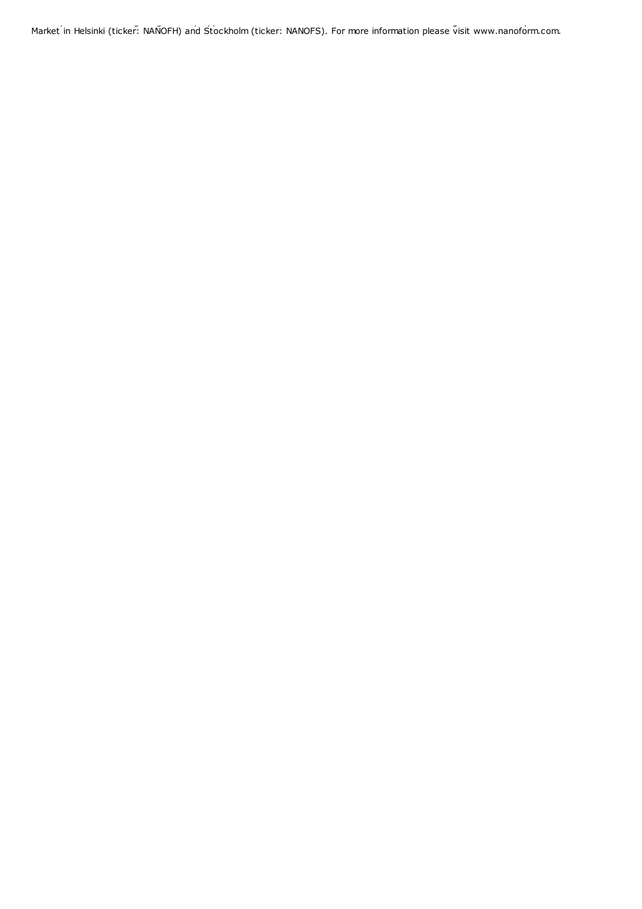Market in Helsinki (ticker: NANOFH) and Stockholm (ticker: NANOFS). For more information please visit www.nanoform.com.